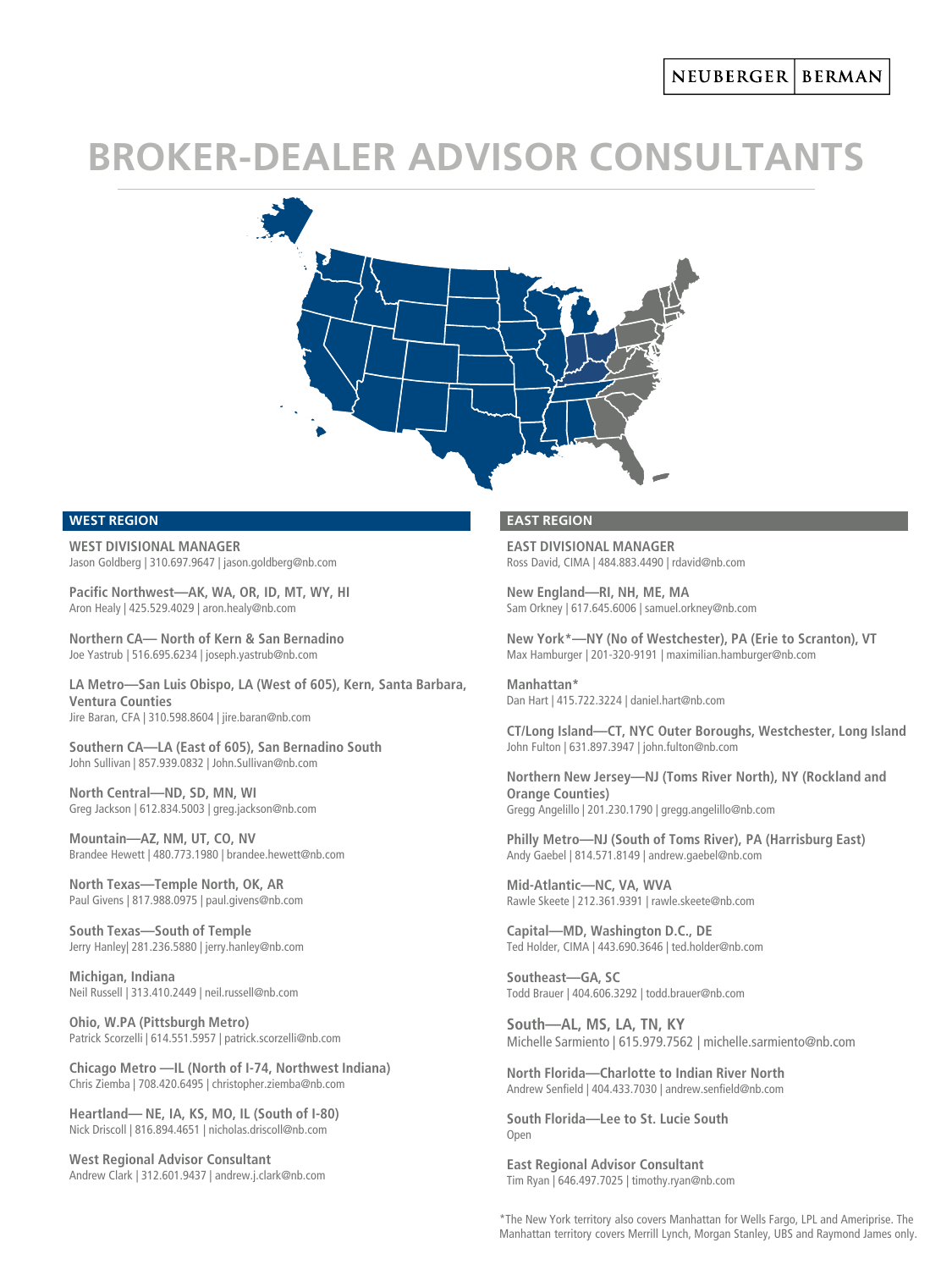NEUBERGER | BERMAN

# BROKER-DEALER ADVISOR CONSULTANTS

## WEST REGION

**WEST DIVISIONAL MANAGER**
Jason Goldberg | 310.697.9647 | jason.goldberg@nb.com

**Pacific Northwest—AK, WA, OR, ID, MT, WY, HI**
Aron Healy | 425.529.4029 | aron.healy@nb.com

**Northern CA— North of Kern & San Bernadino**
Joe Yastrub | 516.695.6234 | joseph.yastrub@nb.com

**LA Metro—San Luis Obispo, LA (West of 605), Kern, Santa Barbara, Ventura Counties**
Jire Baran, CFA | 310.598.8604 | jire.baran@nb.com

**Southern CA—LA (East of 605), San Bernadino South**
John Sullivan | 857.939.0832 | John.Sullivan@nb.com

**North Central—ND, SD, MN, WI**
Greg Jackson | 612.834.5003 | greg.jackson@nb.com

**Mountain—AZ, NM, UT, CO, NV**
Brandee Hewett | 480.773.1980 | brandee.hewett@nb.com

**North Texas—Temple North, OK, AR**
Paul Givens | 817.988.0975 | paul.givens@nb.com

**South Texas—South of Temple**
Jerry Hanley| 281.236.5880 | jerry.hanley@nb.com

**Michigan, Indiana**
Neil Russell | 313.410.2449 | neil.russell@nb.com

**Ohio, W.PA (Pittsburgh Metro)**
Patrick Scorzelli | 614.551.5957 | patrick.scorzelli@nb.com

**Chicago Metro —IL (North of I-74, Northwest Indiana)**
Chris Ziemba | 708.420.6495 | christopher.ziemba@nb.com

**Heartland— NE, IA, KS, MO, IL (South of I-80)**
Nick Driscoll | 816.894.4651 | nicholas.driscoll@nb.com

**West Regional Advisor Consultant**
Andrew Clark | 312.601.9437 | andrew.j.clark@nb.com

## EAST REGION

**EAST DIVISIONAL MANAGER**
Ross David, CIMA | 484.883.4490 | rdavid@nb.com

**New England—RI, NH, ME, MA**
Sam Orkney | 617.645.6006 | samuel.orkney@nb.com

**New York*—NY (No of Westchester), PA (Erie to Scranton), VT**
Max Hamburger | 201-320-9191 | maximilian.hamburger@nb.com

**Manhattan***
Dan Hart | 415.722.3224 | daniel.hart@nb.com

**CT/Long Island—CT, NYC Outer Boroughs, Westchester, Long Island**
John Fulton | 631.897.3947 | john.fulton@nb.com

**Northern New Jersey—NJ (Toms River North), NY (Rockland and Orange Counties)**
Gregg Angelillo | 201.230.1790 | gregg.angelillo@nb.com

**Philly Metro—NJ (South of Toms River), PA (Harrisburg East)**
Andy Gaebel | 814.571.8149 | andrew.gaebel@nb.com

**Mid-Atlantic—NC, VA, WVA**
Rawle Skeete | 212.361.9391 | rawle.skeete@nb.com

**Capital—MD, Washington D.C., DE**
Ted Holder, CIMA | 443.690.3646 | ted.holder@nb.com

**Southeast—GA, SC**
Todd Brauer | 404.606.3292 | todd.brauer@nb.com

**South—AL, MS, LA, TN, KY**
Michelle Sarmiento | 615.979.7562 | michelle.sarmiento@nb.com

**North Florida—Charlotte to Indian River North**
Andrew Senfield | 404.433.7030 | andrew.senfield@nb.com

**South Florida—Lee to St. Lucie South**
Open

**East Regional Advisor Consultant**
Tim Ryan | 646.497.7025 | timothy.ryan@nb.com

*The New York territory also covers Manhattan for Wells Fargo, LPL and Ameriprise. The Manhattan territory covers Merrill Lynch, Morgan Stanley, UBS and Raymond James only.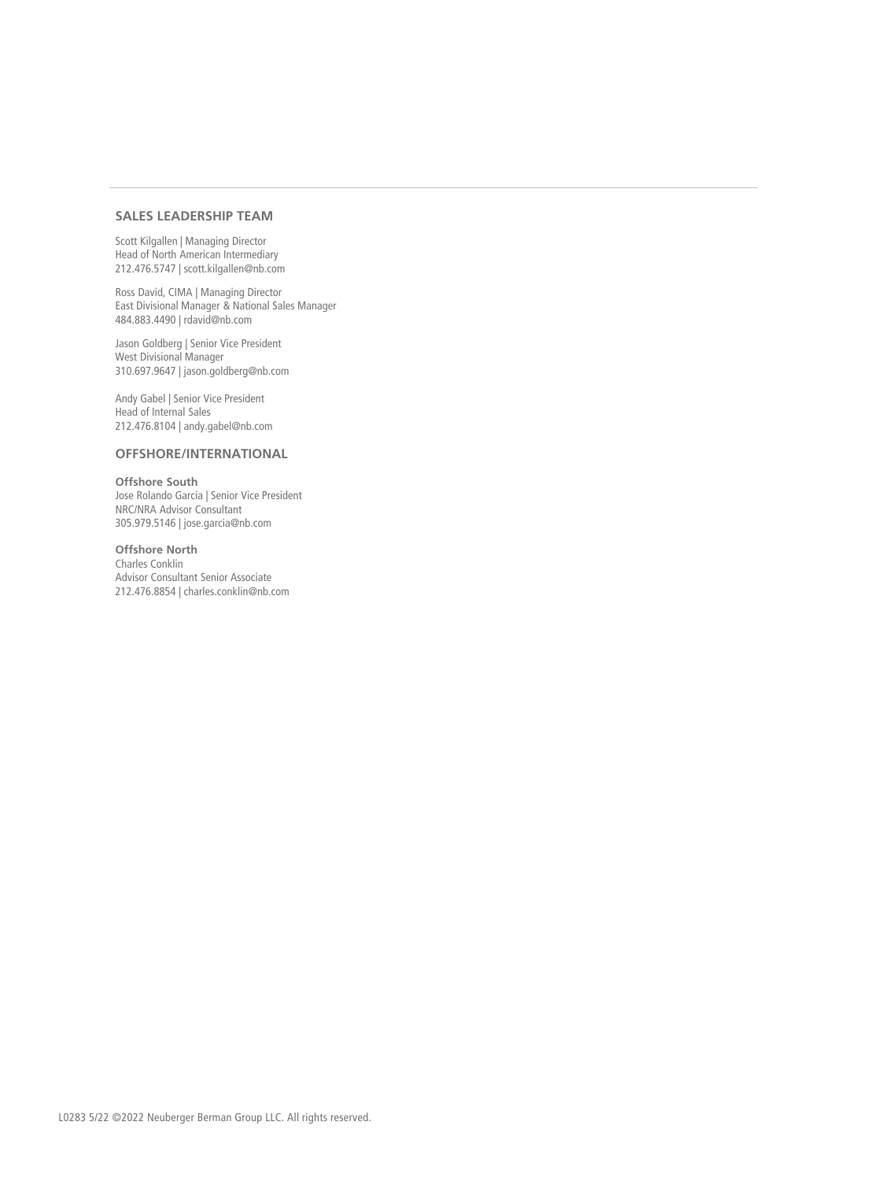## SALES LEADERSHIP TEAM

Scott Kilgallen | Managing Director
Head of North American Intermediary
212.476.5747 | scott.kilgallen@nb.com

Ross David, CIMA | Managing Director
East Divisional Manager & National Sales Manager
484.883.4490 | rdavid@nb.com

Jason Goldberg | Senior Vice President
West Divisional Manager
310.697.9647 | jason.goldberg@nb.com

Andy Gabel | Senior Vice President
Head of Internal Sales
212.476.8104 | andy.gabel@nb.com

## OFFSHORE/INTERNATIONAL

**Offshore South**
Jose Rolando Garcia | Senior Vice President
NRC/NRA Advisor Consultant
305.979.5146 | jose.garcia@nb.com

**Offshore North**
Charles Conklin
Advisor Consultant Senior Associate
212.476.8854 | charles.conklin@nb.com

L0283 5/22 ©2022 Neuberger Berman Group LLC. All rights reserved.